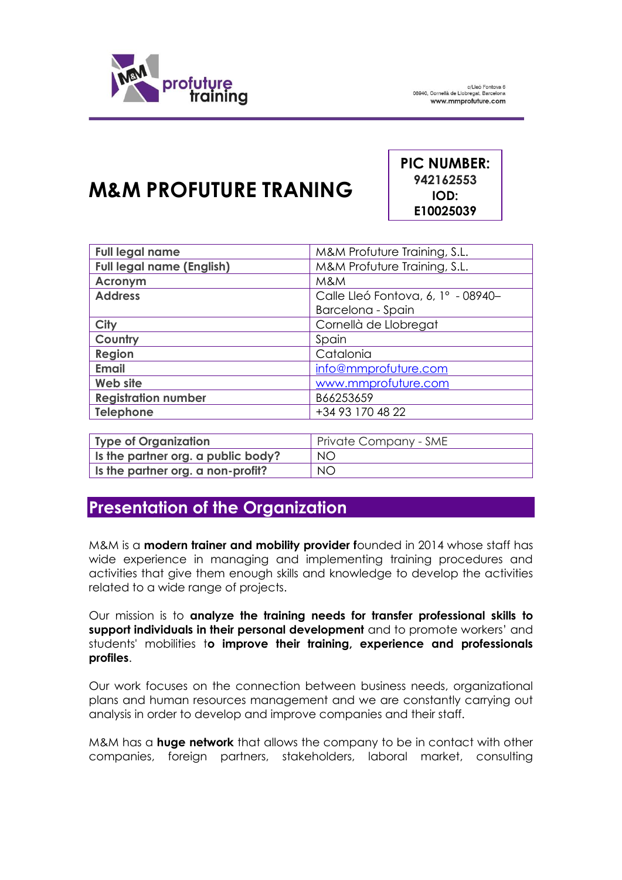c/Lleó Fontova 6
08940, Cornellà de Llobregat, Barcelona
www.mmprofuture.com

# M&M PROFUTURE TRANING

**PIC NUMBER:**
**942162553**
**IOD:**
**E10025039**

| | |
|---|---|
| **Full legal name** | M&M Profuture Training, S.L. |
| **Full legal name (English)** | M&M Profuture Training, S.L. |
| **Acronym** | M&M |
| **Address** | Calle Lleó Fontova, 6, 1º - 08940– Barcelona - Spain |
| **City** | Cornellà de Llobregat |
| **Country** | Spain |
| **Region** | Catalonia |
| **Email** | info@mmprofuture.com |
| **Web site** | www.mmprofuture.com |
| **Registration number** | B66253659 |
| **Telephone** | +34 93 170 48 22 |

| | |
|---|---|
| **Type of Organization** | Private Company - SME |
| **Is the partner org. a public body?** | NO |
| **Is the partner org. a non-profit?** | NO |

## Presentation of the Organization

M&M is a **modern trainer and mobility provider f**ounded in 2014 whose staff has wide experience in managing and implementing training procedures and activities that give them enough skills and knowledge to develop the activities related to a wide range of projects.

Our mission is to **analyze the training needs for transfer professional skills to support individuals in their personal development** and to promote workers' and students' mobilities t**o improve their training, experience and professionals profiles**.

Our work focuses on the connection between business needs, organizational plans and human resources management and we are constantly carrying out analysis in order to develop and improve companies and their staff.

M&M has a **huge network** that allows the company to be in contact with other companies, foreign partners, stakeholders, laboral market, consulting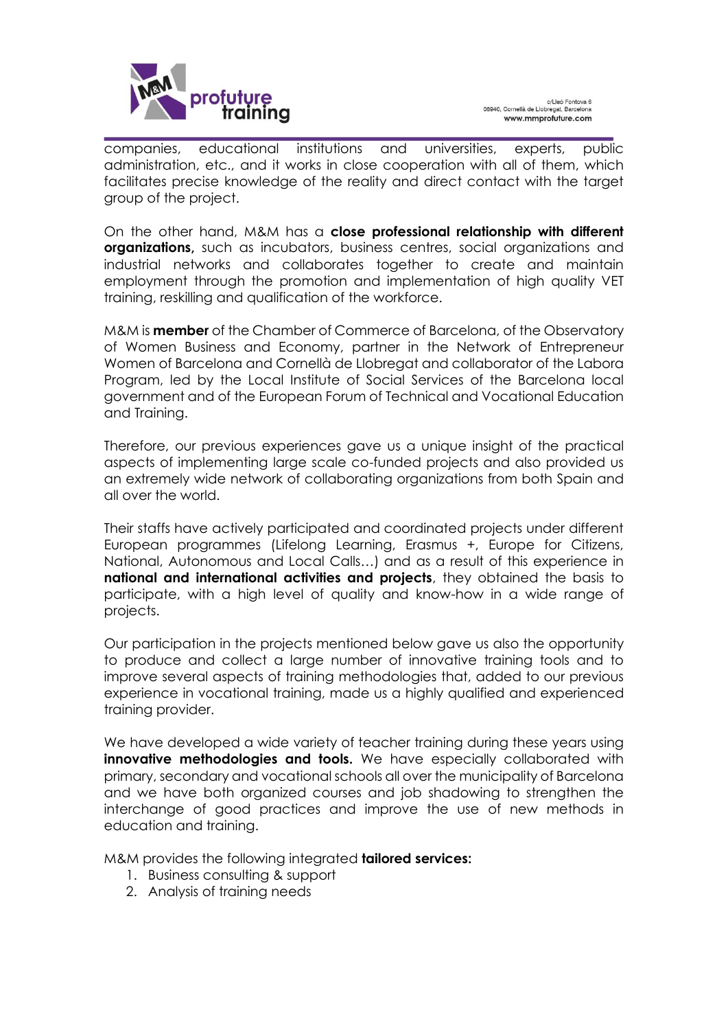companies, educational institutions and universities, experts, public administration, etc., and it works in close cooperation with all of them, which facilitates precise knowledge of the reality and direct contact with the target group of the project.

On the other hand, M&M has a **close professional relationship with different organizations,** such as incubators, business centres, social organizations and industrial networks and collaborates together to create and maintain employment through the promotion and implementation of high quality VET training, reskilling and qualification of the workforce.

M&M is **member** of the Chamber of Commerce of Barcelona, of the Observatory of Women Business and Economy, partner in the Network of Entrepreneur Women of Barcelona and Cornellà de Llobregat and collaborator of the Labora Program, led by the Local Institute of Social Services of the Barcelona local government and of the European Forum of Technical and Vocational Education and Training.

Therefore, our previous experiences gave us a unique insight of the practical aspects of implementing large scale co-funded projects and also provided us an extremely wide network of collaborating organizations from both Spain and all over the world.

Their staffs have actively participated and coordinated projects under different European programmes (Lifelong Learning, Erasmus +, Europe for Citizens, National, Autonomous and Local Calls…) and as a result of this experience in **national and international activities and projects**, they obtained the basis to participate, with a high level of quality and know-how in a wide range of projects.

Our participation in the projects mentioned below gave us also the opportunity to produce and collect a large number of innovative training tools and to improve several aspects of training methodologies that, added to our previous experience in vocational training, made us a highly qualified and experienced training provider.

We have developed a wide variety of teacher training during these years using **innovative methodologies and tools.** We have especially collaborated with primary, secondary and vocational schools all over the municipality of Barcelona and we have both organized courses and job shadowing to strengthen the interchange of good practices and improve the use of new methods in education and training.

M&M provides the following integrated **tailored services:**

1. Business consulting & support
2. Analysis of training needs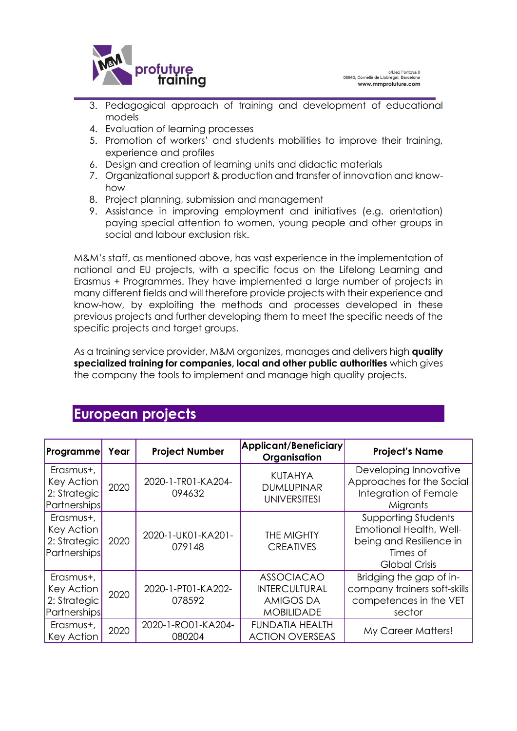3. Pedagogical approach of training and development of educational models
4. Evaluation of learning processes
5. Promotion of workers' and students mobilities to improve their training, experience and profiles
6. Design and creation of learning units and didactic materials
7. Organizational support & production and transfer of innovation and know-how
8. Project planning, submission and management
9. Assistance in improving employment and initiatives (e.g. orientation) paying special attention to women, young people and other groups in social and labour exclusion risk.

M&M's staff, as mentioned above, has vast experience in the implementation of national and EU projects, with a specific focus on the Lifelong Learning and Erasmus + Programmes. They have implemented a large number of projects in many different fields and will therefore provide projects with their experience and know-how, by exploiting the methods and processes developed in these previous projects and further developing them to meet the specific needs of the specific projects and target groups.

As a training service provider, M&M organizes, manages and delivers high **quality specialized training for companies, local and other public authorities** which gives the company the tools to implement and manage high quality projects.

## European projects

| Programme | Year | Project Number | Applicant/Beneficiary Organisation | Project's Name |
|---|---|---|---|---|
| Erasmus+, Key Action 2: Strategic Partnerships | 2020 | 2020-1-TR01-KA204-094632 | KUTAHYA DUMLUPINAR UNIVERSITESI | Developing Innovative Approaches for the Social Integration of Female Migrants |
| Erasmus+, Key Action 2: Strategic Partnerships | 2020 | 2020-1-UK01-KA201-079148 | THE MIGHTY CREATIVES | Supporting Students Emotional Health, Well-being and Resilience in Times of Global Crisis |
| Erasmus+, Key Action 2: Strategic Partnerships | 2020 | 2020-1-PT01-KA202-078592 | ASSOCIACAO INTERCULTURAL AMIGOS DA MOBILIDADE | Bridging the gap of in-company trainers soft-skills competences in the VET sector |
| Erasmus+, Key Action | 2020 | 2020-1-RO01-KA204-080204 | FUNDATIA HEALTH ACTION OVERSEAS | My Career Matters! |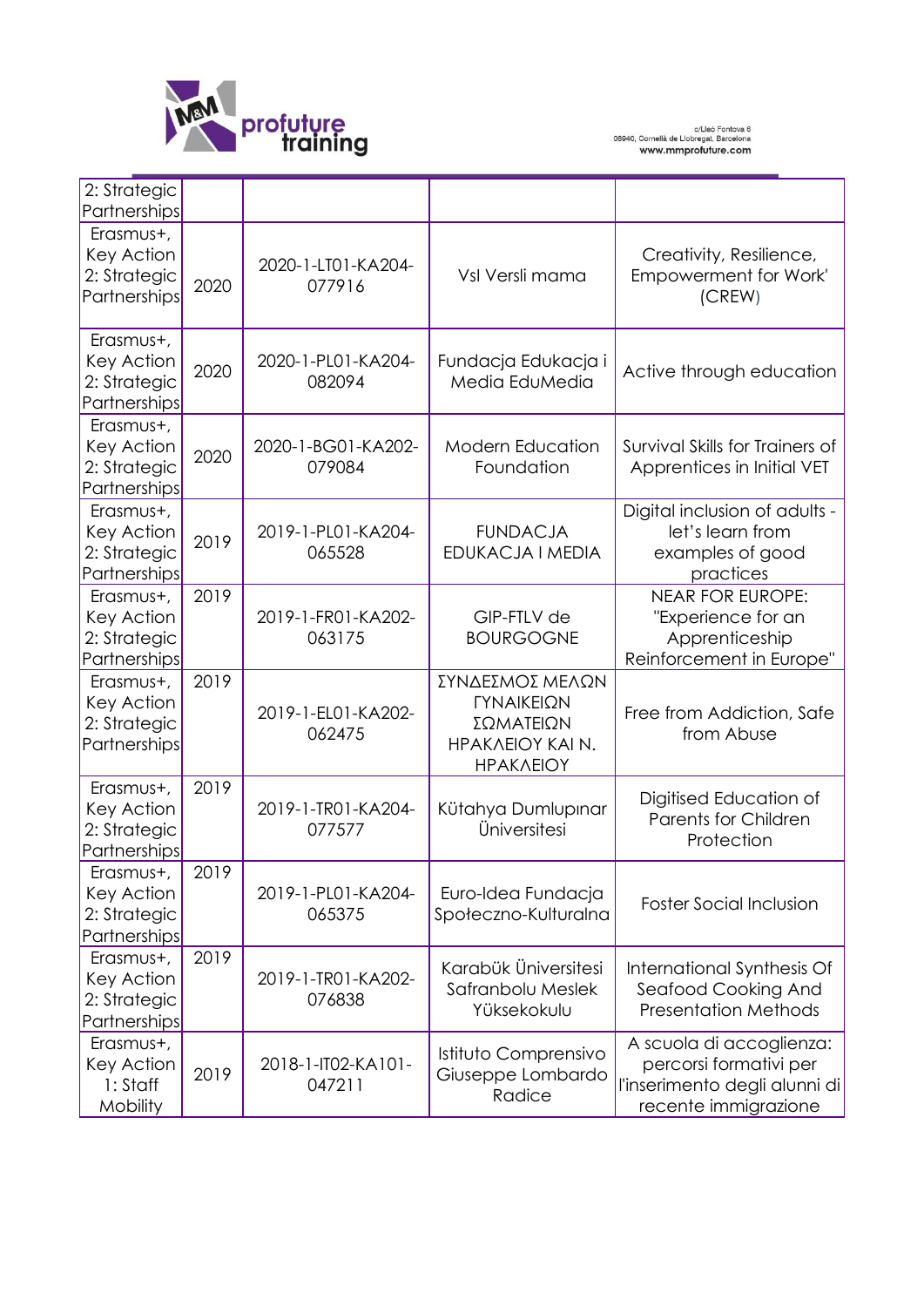| | | | | |
|---|---|---|---|---|
| 2: Strategic Partnerships | | | | |
| Erasmus+, Key Action 2: Strategic Partnerships | 2020 | 2020-1-LT01-KA204-077916 | VsI Versli mama | Creativity, Resilience, Empowerment for Work' (CREW) |
| Erasmus+, Key Action 2: Strategic Partnerships | 2020 | 2020-1-PL01-KA204-082094 | Fundacja Edukacja i Media EduMedia | Active through education |
| Erasmus+, Key Action 2: Strategic Partnerships | 2020 | 2020-1-BG01-KA202-079084 | Modern Education Foundation | Survival Skills for Trainers of Apprentices in Initial VET |
| Erasmus+, Key Action 2: Strategic Partnerships | 2019 | 2019-1-PL01-KA204-065528 | FUNDACJA EDUKACJA I MEDIA | Digital inclusion of adults - let's learn from examples of good practices |
| Erasmus+, Key Action 2: Strategic Partnerships | 2019 | 2019-1-FR01-KA202-063175 | GIP-FTLV de BOURGOGNE | NEAR FOR EUROPE: "Experience for an Apprenticeship Reinforcement in Europe" |
| Erasmus+, Key Action 2: Strategic Partnerships | 2019 | 2019-1-EL01-KA202-062475 | ΣΥΝΔΕΣΜΟΣ ΜΕΛΩΝ ΓΥΝΑΙΚΕΙΩΝ ΣΩΜΑΤΕΙΩΝ ΗΡΑΚΛΕΙΟΥ ΚΑΙ Ν. ΗΡΑΚΛΕΙΟΥ | Free from Addiction, Safe from Abuse |
| Erasmus+, Key Action 2: Strategic Partnerships | 2019 | 2019-1-TR01-KA204-077577 | Kütahya Dumlupınar Üniversitesi | Digitised Education of Parents for Children Protection |
| Erasmus+, Key Action 2: Strategic Partnerships | 2019 | 2019-1-PL01-KA204-065375 | Euro-Idea Fundacja Społeczno-Kulturalna | Foster Social Inclusion |
| Erasmus+, Key Action 2: Strategic Partnerships | 2019 | 2019-1-TR01-KA202-076838 | Karabük Üniversitesi Safranbolu Meslek Yüksekokulu | International Synthesis Of Seafood Cooking And Presentation Methods |
| Erasmus+, Key Action 1: Staff Mobility | 2019 | 2018-1-IT02-KA101-047211 | Istituto Comprensivo Giuseppe Lombardo Radice | A scuola di accoglienza: percorsi formativi per l'inserimento degli alunni di recente immigrazione |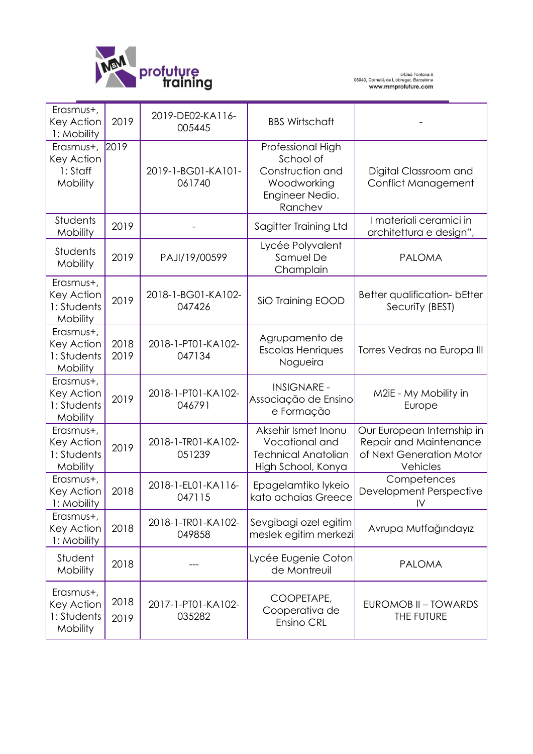| Erasmus+, Key Action 1: Mobility | 2019 | 2019-DE02-KA116-005445 | BBS Wirtschaft | - |
|---|---|---|---|---|
| Erasmus+, Key Action 1: Staff Mobility | 2019 | 2019-1-BG01-KA101-061740 | Professional High School of Construction and Woodworking Engineer Nedio. Ranchev | Digital Classroom and Conflict Management |
| Students Mobility | 2019 | - | Sagitter Training Ltd | I materiali ceramici in architettura e design", |
| Students Mobility | 2019 | PAJI/19/00599 | Lycée Polyvalent Samuel De Champlain | PALOMA |
| Erasmus+, Key Action 1: Students Mobility | 2019 | 2018-1-BG01-KA102-047426 | SiO Training EOOD | Better qualification- bEtter SecuriTy (BEST) |
| Erasmus+, Key Action 1: Students Mobility | 2018 2019 | 2018-1-PT01-KA102-047134 | Agrupamento de Escolas Henriques Nogueira | Torres Vedras na Europa III |
| Erasmus+, Key Action 1: Students Mobility | 2019 | 2018-1-PT01-KA102-046791 | INSIGNARE - Associação de Ensino e Formação | M2iE - My Mobility in Europe |
| Erasmus+, Key Action 1: Students Mobility | 2019 | 2018-1-TR01-KA102-051239 | Aksehir Ismet Inonu Vocational and Technical Anatolian High School, Konya | Our European Internship in Repair and Maintenance of Next Generation Motor Vehicles |
| Erasmus+, Key Action 1: Mobility | 2018 | 2018-1-EL01-KA116-047115 | Epagelamtiko lykeio kato achaias Greece | Competences Development Perspective IV |
| Erasmus+, Key Action 1: Mobility | 2018 | 2018-1-TR01-KA102-049858 | Sevgibagi ozel egitim meslek egitim merkezi | Avrupa Mutfağındayız |
| Student Mobility | 2018 | --- | Lycée Eugenie Coton de Montreuil | PALOMA |
| Erasmus+, Key Action 1: Students Mobility | 2018 2019 | 2017-1-PT01-KA102-035282 | COOPETAPE, Cooperativa de Ensino CRL | EUROMOB II – TOWARDS THE FUTURE |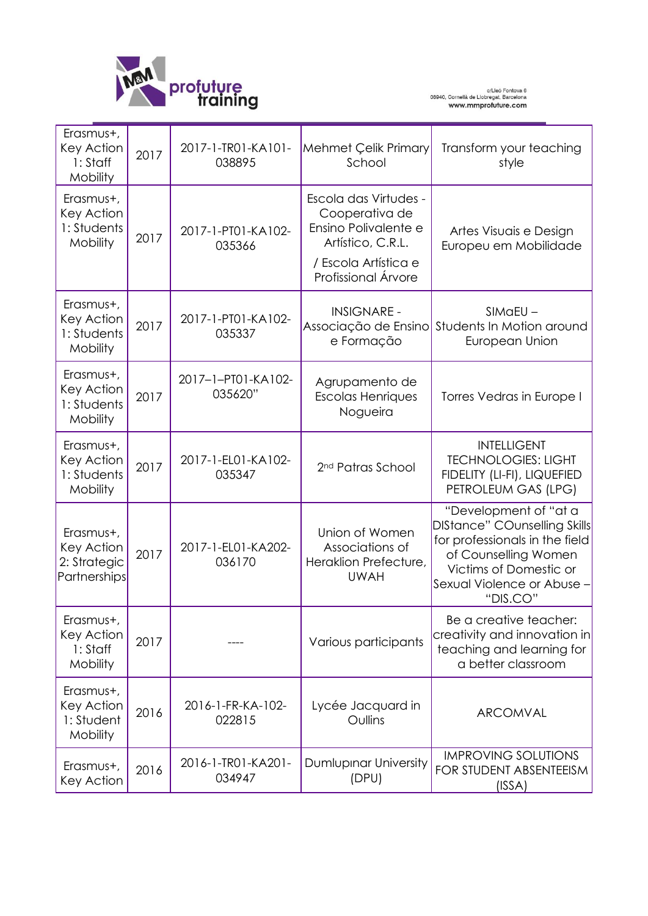| Erasmus+, Key Action 1: Staff Mobility | 2017 | 2017-1-TR01-KA101-038895 | Mehmet Çelik Primary School | Transform your teaching style |
|---|---|---|---|---|
| Erasmus+, Key Action 1: Students Mobility | 2017 | 2017-1-PT01-KA102-035366 | Escola das Virtudes - Cooperativa de Ensino Polivalente e Artístico, C.R.L. / Escola Artística e Profissional Árvore | Artes Visuais e Design Europeu em Mobilidade |
| Erasmus+, Key Action 1: Students Mobility | 2017 | 2017-1-PT01-KA102-035337 | INSIGNARE - Associação de Ensino e Formação | SIMaEU – Students In Motion around European Union |
| Erasmus+, Key Action 1: Students Mobility | 2017 | 2017–1–PT01-KA102-035620" | Agrupamento de Escolas Henriques Nogueira | Torres Vedras in Europe I |
| Erasmus+, Key Action 1: Students Mobility | 2017 | 2017-1-EL01-KA102-035347 | 2nd Patras School | INTELLIGENT TECHNOLOGIES: LIGHT FIDELITY (LI-FI), LIQUEFIED PETROLEUM GAS (LPG) |
| Erasmus+, Key Action 2: Strategic Partnerships | 2017 | 2017-1-EL01-KA202-036170 | Union of Women Associations of Heraklion Prefecture, UWAH | "Development of "at a DIStance" COunselling Skills for professionals in the field of Counselling Women Victims of Domestic or Sexual Violence or Abuse – "DIS.CO" |
| Erasmus+, Key Action 1: Staff Mobility | 2017 | ---- | Various participants | Be a creative teacher: creativity and innovation in teaching and learning for a better classroom |
| Erasmus+, Key Action 1: Student Mobility | 2016 | 2016-1-FR-KA-102-022815 | Lycée Jacquard in Oullins | ARCOMVAL |
| Erasmus+, Key Action | 2016 | 2016-1-TR01-KA201-034947 | Dumlupınar University (DPU) | IMPROVING SOLUTIONS FOR STUDENT ABSENTEEISM (ISSA) |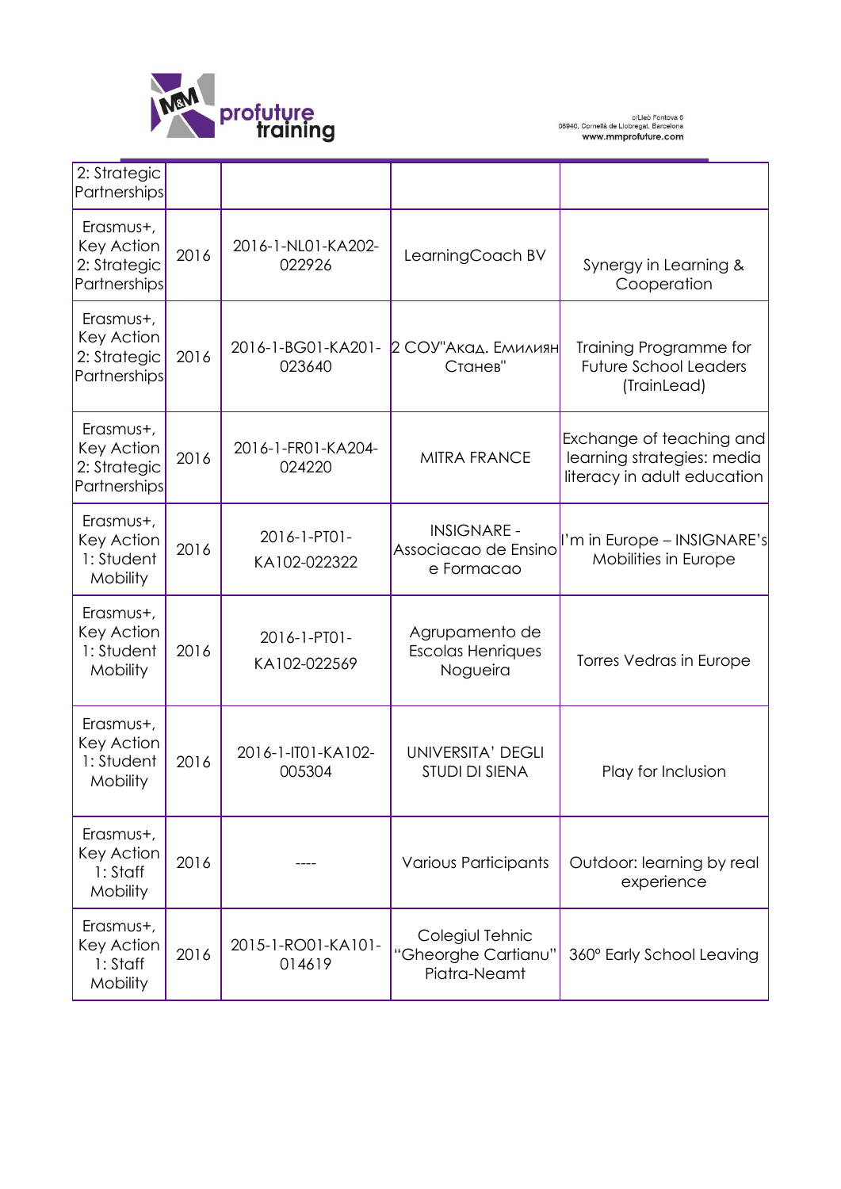| 2: Strategic Partnerships | | | | |
|---|---|---|---|---|
| Erasmus+, Key Action 2: Strategic Partnerships | 2016 | 2016-1-NL01-KA202-022926 | LearningCoach BV | Synergy in Learning & Cooperation |
| Erasmus+, Key Action 2: Strategic Partnerships | 2016 | 2016-1-BG01-KA201-023640 | 2 СОУ"Акад. Емилиян Станев" | Training Programme for Future School Leaders (TrainLead) |
| Erasmus+, Key Action 2: Strategic Partnerships | 2016 | 2016-1-FR01-KA204-024220 | MITRA FRANCE | Exchange of teaching and learning strategies: media literacy in adult education |
| Erasmus+, Key Action 1: Student Mobility | 2016 | 2016-1-PT01-KA102-022322 | INSIGNARE - Associacao de Ensino e Formacao | I'm in Europe – INSIGNARE's Mobilities in Europe |
| Erasmus+, Key Action 1: Student Mobility | 2016 | 2016-1-PT01-KA102-022569 | Agrupamento de Escolas Henriques Nogueira | Torres Vedras in Europe |
| Erasmus+, Key Action 1: Student Mobility | 2016 | 2016-1-IT01-KA102-005304 | UNIVERSITA' DEGLI STUDI DI SIENA | Play for Inclusion |
| Erasmus+, Key Action 1: Staff Mobility | 2016 | ---- | Various Participants | Outdoor: learning by real experience |
| Erasmus+, Key Action 1: Staff Mobility | 2016 | 2015-1-RO01-KA101-014619 | Colegiul Tehnic "Gheorghe Cartianu" Piatra-Neamt | 360º Early School Leaving |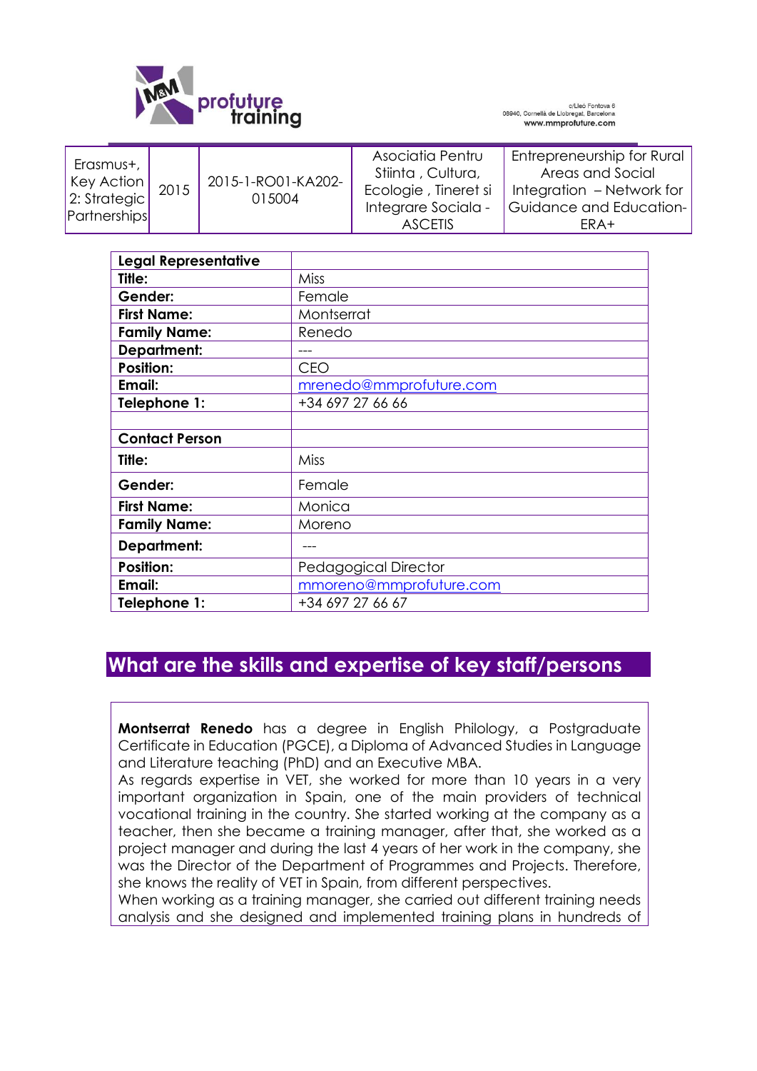| Erasmus+, Key Action 2: Strategic Partnerships | 2015 | 2015-1-RO01-KA202-015004 | Asociatia Pentru Stiinta , Cultura, Ecologie , Tineret si Integrare Sociala - ASCETIS | Entrepreneurship for Rural Areas and Social Integration – Network for Guidance and Education-ERA+ |
|---|---|---|---|---|

| **Legal Representative** | |
|---|---|
| **Title:** | Miss |
| **Gender:** | Female |
| **First Name:** | Montserrat |
| **Family Name:** | Renedo |
| **Department:** | --- |
| **Position:** | CEO |
| **Email:** | mrenedo@mmprofuture.com |
| **Telephone 1:** | +34 697 27 66 66 |
| | |
| **Contact Person** | |
| **Title:** | Miss |
| **Gender:** | Female |
| **First Name:** | Monica |
| **Family Name:** | Moreno |
| **Department:** | --- |
| **Position:** | Pedagogical Director |
| **Email:** | mmoreno@mmprofuture.com |
| **Telephone 1:** | +34 697 27 66 67 |

## What are the skills and expertise of key staff/persons

**Montserrat Renedo** has a degree in English Philology, a Postgraduate Certificate in Education (PGCE), a Diploma of Advanced Studies in Language and Literature teaching (PhD) and an Executive MBA.
As regards expertise in VET, she worked for more than 10 years in a very important organization in Spain, one of the main providers of technical vocational training in the country. She started working at the company as a teacher, then she became a training manager, after that, she worked as a project manager and during the last 4 years of her work in the company, she was the Director of the Department of Programmes and Projects. Therefore, she knows the reality of VET in Spain, from different perspectives.
When working as a training manager, she carried out different training needs analysis and she designed and implemented training plans in hundreds of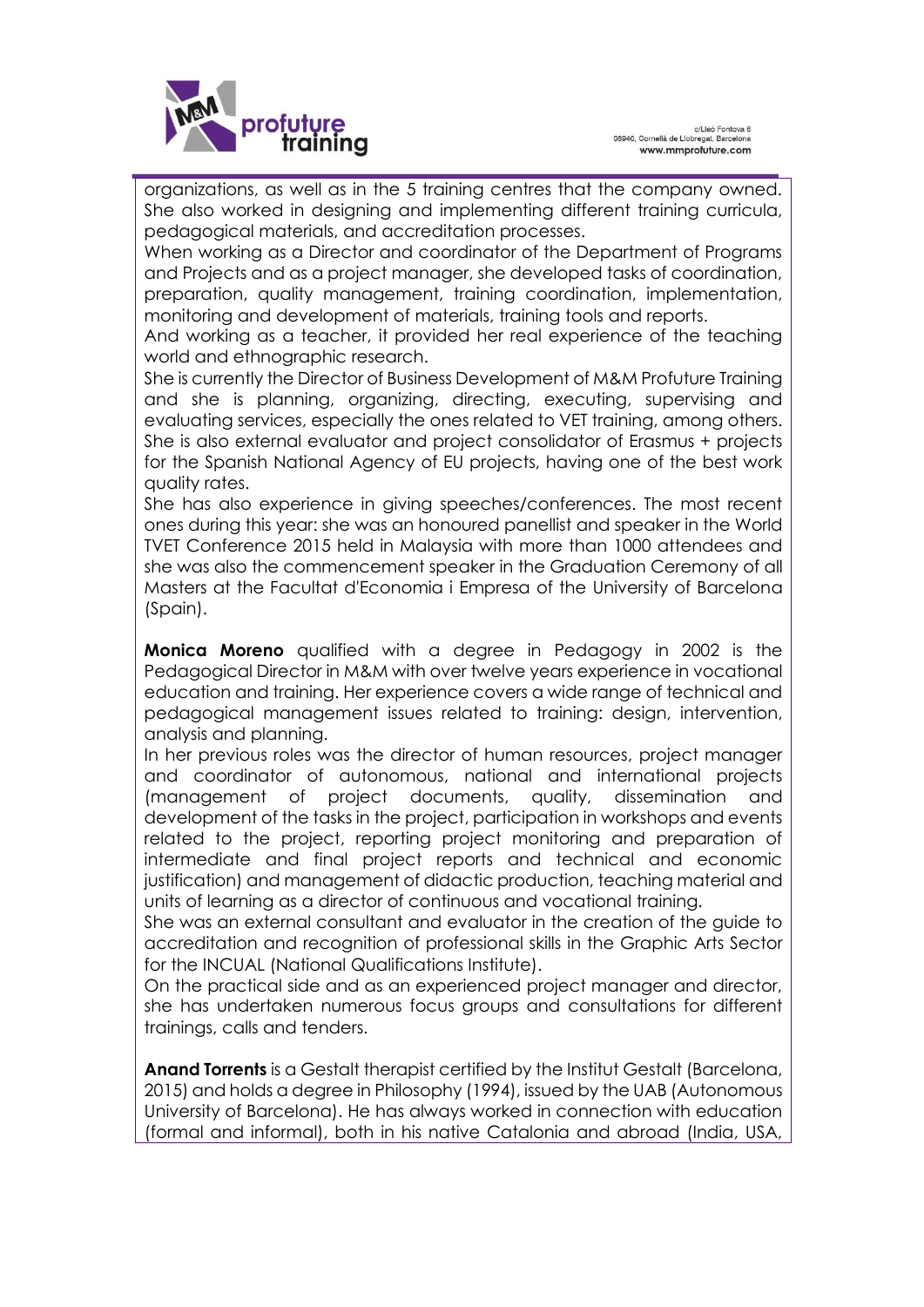organizations, as well as in the 5 training centres that the company owned. She also worked in designing and implementing different training curricula, pedagogical materials, and accreditation processes.
When working as a Director and coordinator of the Department of Programs and Projects and as a project manager, she developed tasks of coordination, preparation, quality management, training coordination, implementation, monitoring and development of materials, training tools and reports.
And working as a teacher, it provided her real experience of the teaching world and ethnographic research.
She is currently the Director of Business Development of M&M Profuture Training and she is planning, organizing, directing, executing, supervising and evaluating services, especially the ones related to VET training, among others. She is also external evaluator and project consolidator of Erasmus + projects for the Spanish National Agency of EU projects, having one of the best work quality rates.
She has also experience in giving speeches/conferences. The most recent ones during this year: she was an honoured panellist and speaker in the World TVET Conference 2015 held in Malaysia with more than 1000 attendees and she was also the commencement speaker in the Graduation Ceremony of all Masters at the Facultat d'Economia i Empresa of the University of Barcelona (Spain).

**Monica Moreno** qualified with a degree in Pedagogy in 2002 is the Pedagogical Director in M&M with over twelve years experience in vocational education and training. Her experience covers a wide range of technical and pedagogical management issues related to training: design, intervention, analysis and planning.
In her previous roles was the director of human resources, project manager and coordinator of autonomous, national and international projects (management of project documents, quality, dissemination and development of the tasks in the project, participation in workshops and events related to the project, reporting project monitoring and preparation of intermediate and final project reports and technical and economic justification) and management of didactic production, teaching material and units of learning as a director of continuous and vocational training.
She was an external consultant and evaluator in the creation of the guide to accreditation and recognition of professional skills in the Graphic Arts Sector for the INCUAL (National Qualifications Institute).
On the practical side and as an experienced project manager and director, she has undertaken numerous focus groups and consultations for different trainings, calls and tenders.

**Anand Torrents** is a Gestalt therapist certified by the Institut Gestalt (Barcelona, 2015) and holds a degree in Philosophy (1994), issued by the UAB (Autonomous University of Barcelona). He has always worked in connection with education (formal and informal), both in his native Catalonia and abroad (India, USA,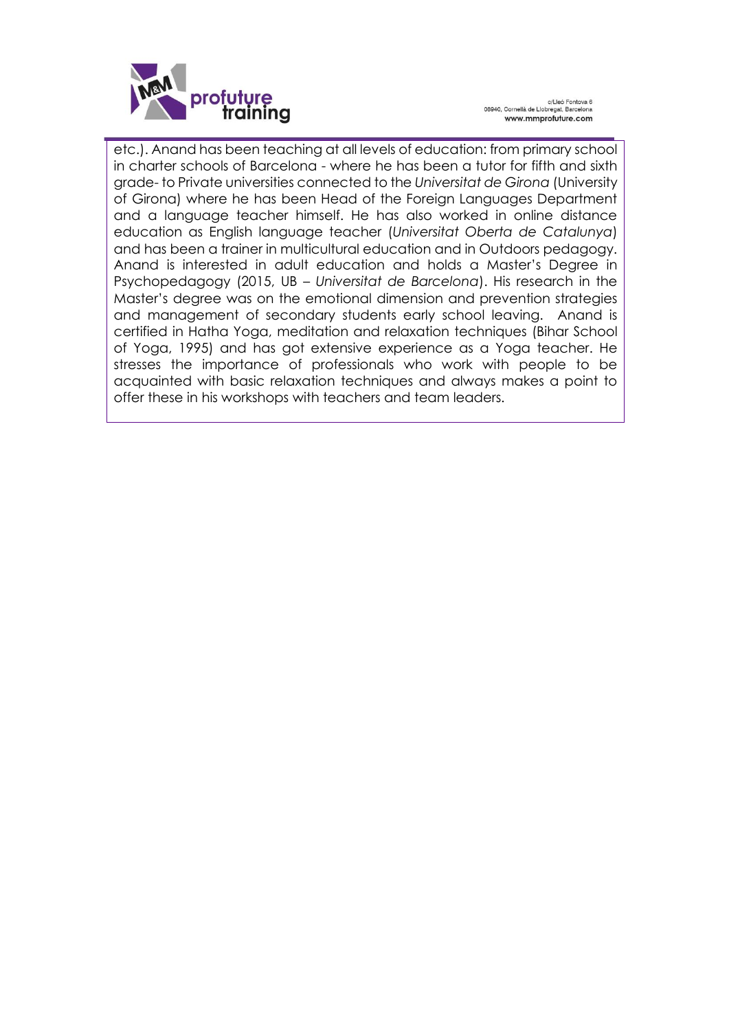etc.). Anand has been teaching at all levels of education: from primary school in charter schools of Barcelona - where he has been a tutor for fifth and sixth grade- to Private universities connected to the *Universitat de Girona* (University of Girona) where he has been Head of the Foreign Languages Department and a language teacher himself. He has also worked in online distance education as English language teacher (*Universitat Oberta de Catalunya*) and has been a trainer in multicultural education and in Outdoors pedagogy. Anand is interested in adult education and holds a Master's Degree in Psychopedagogy (2015, UB – *Universitat de Barcelona*). His research in the Master's degree was on the emotional dimension and prevention strategies and management of secondary students early school leaving. Anand is certified in Hatha Yoga, meditation and relaxation techniques (Bihar School of Yoga, 1995) and has got extensive experience as a Yoga teacher. He stresses the importance of professionals who work with people to be acquainted with basic relaxation techniques and always makes a point to offer these in his workshops with teachers and team leaders.